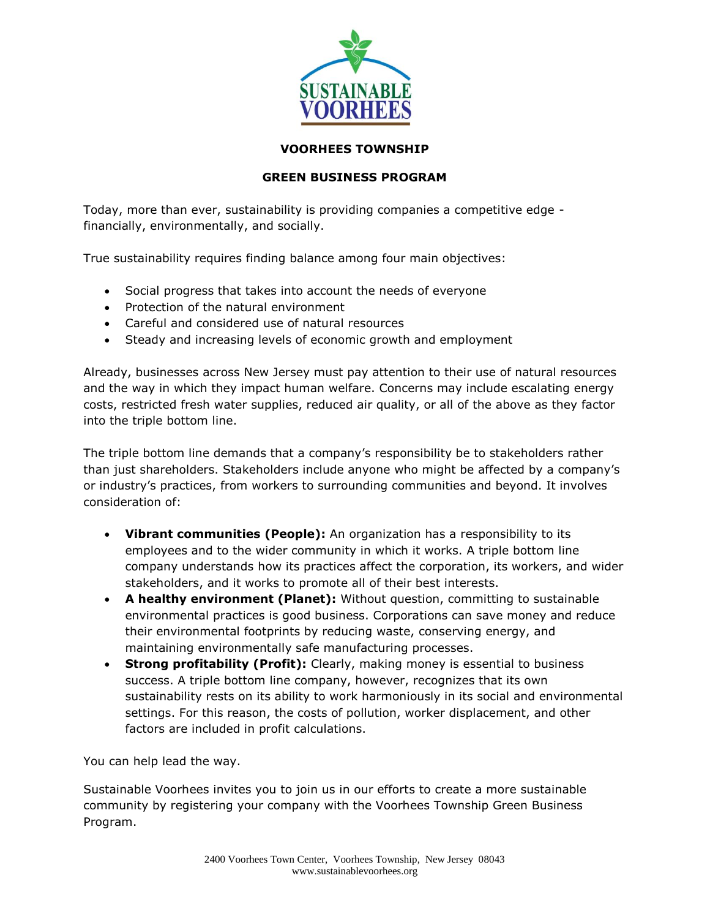# VOORHEES TOWNSHIP

## GREEN BUSINESS PROGRAM

Today, more than ever, sustainability is providing companies a competitive edge - financially, environmentally, and socially.

True sustainability requires finding balance among four main objectives:

- Social progress that takes into account the needs of everyone
- Protection of the natural environment
- Careful and considered use of natural resources
- Steady and increasing levels of economic growth and employment

Already, businesses across New Jersey must pay attention to their use of natural resources and the way in which they impact human welfare. Concerns may include escalating energy costs, restricted fresh water supplies, reduced air quality, or all of the above as they factor into the triple bottom line.

The triple bottom line demands that a company's responsibility be to stakeholders rather than just shareholders. Stakeholders include anyone who might be affected by a company's or industry's practices, from workers to surrounding communities and beyond. It involves consideration of:

- **Vibrant communities (People):** An organization has a responsibility to its employees and to the wider community in which it works. A triple bottom line company understands how its practices affect the corporation, its workers, and wider stakeholders, and it works to promote all of their best interests.
- **A healthy environment (Planet):** Without question, committing to sustainable environmental practices is good business. Corporations can save money and reduce their environmental footprints by reducing waste, conserving energy, and maintaining environmentally safe manufacturing processes.
- **Strong profitability (Profit):** Clearly, making money is essential to business success. A triple bottom line company, however, recognizes that its own sustainability rests on its ability to work harmoniously in its social and environmental settings. For this reason, the costs of pollution, worker displacement, and other factors are included in profit calculations.

You can help lead the way.

Sustainable Voorhees invites you to join us in our efforts to create a more sustainable community by registering your company with the Voorhees Township Green Business Program.

2400 Voorhees Town Center, Voorhees Township, New Jersey 08043
www.sustainablevoorhees.org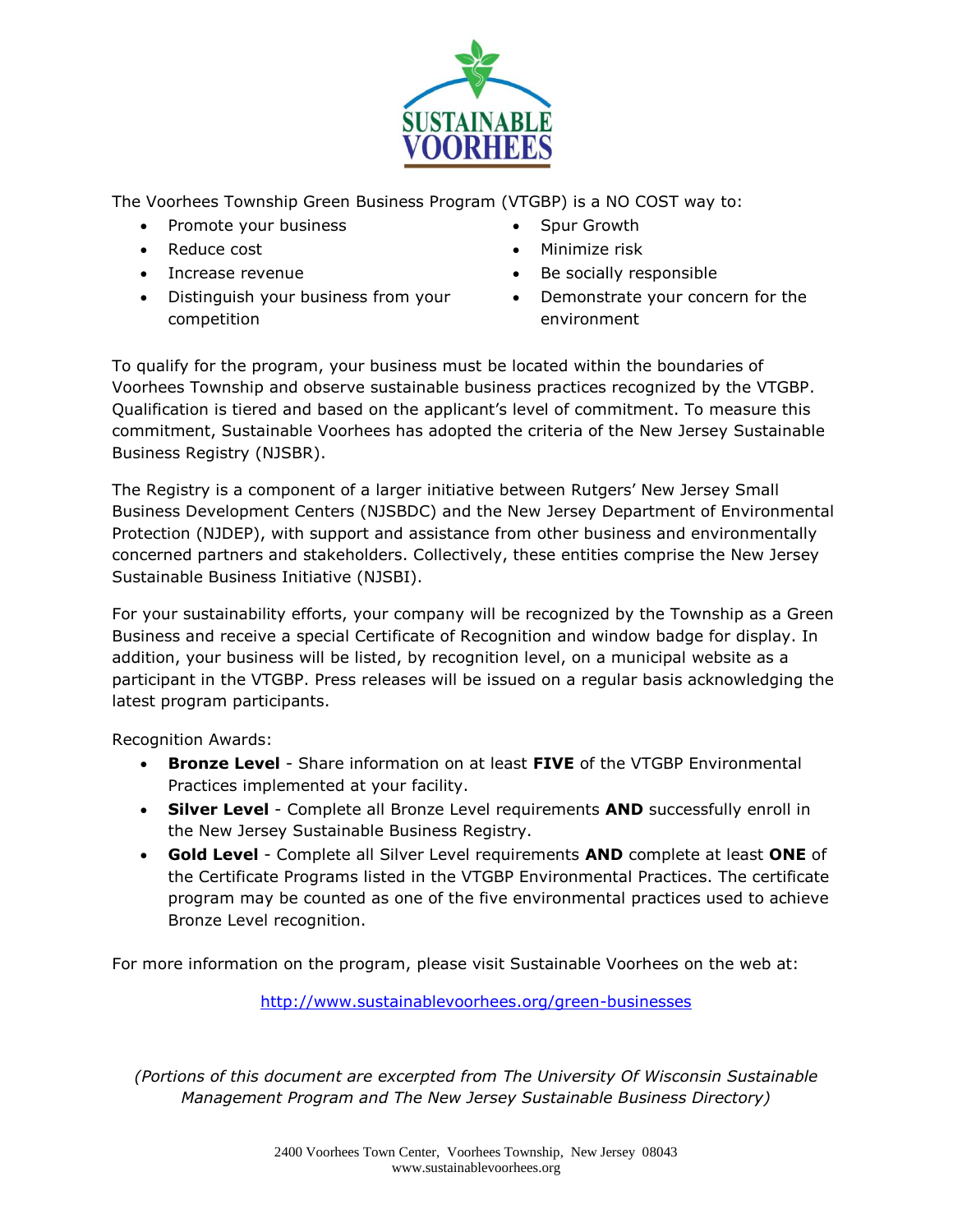SUSTAINABLE VOORHEES

The Voorhees Township Green Business Program (VTGBP) is a NO COST way to:

- Promote your business
- Reduce cost
- Increase revenue
- Distinguish your business from your competition
- Spur Growth
- Minimize risk
- Be socially responsible
- Demonstrate your concern for the environment

To qualify for the program, your business must be located within the boundaries of Voorhees Township and observe sustainable business practices recognized by the VTGBP. Qualification is tiered and based on the applicant's level of commitment. To measure this commitment, Sustainable Voorhees has adopted the criteria of the New Jersey Sustainable Business Registry (NJSBR).

The Registry is a component of a larger initiative between Rutgers' New Jersey Small Business Development Centers (NJSBDC) and the New Jersey Department of Environmental Protection (NJDEP), with support and assistance from other business and environmentally concerned partners and stakeholders. Collectively, these entities comprise the New Jersey Sustainable Business Initiative (NJSBI).

For your sustainability efforts, your company will be recognized by the Township as a Green Business and receive a special Certificate of Recognition and window badge for display. In addition, your business will be listed, by recognition level, on a municipal website as a participant in the VTGBP. Press releases will be issued on a regular basis acknowledging the latest program participants.

Recognition Awards:

- **Bronze Level** - Share information on at least **FIVE** of the VTGBP Environmental Practices implemented at your facility.
- **Silver Level** - Complete all Bronze Level requirements **AND** successfully enroll in the New Jersey Sustainable Business Registry.
- **Gold Level** - Complete all Silver Level requirements **AND** complete at least **ONE** of the Certificate Programs listed in the VTGBP Environmental Practices. The certificate program may be counted as one of the five environmental practices used to achieve Bronze Level recognition.

For more information on the program, please visit Sustainable Voorhees on the web at:

http://www.sustainablevoorhees.org/green-businesses

*(Portions of this document are excerpted from The University Of Wisconsin Sustainable Management Program and The New Jersey Sustainable Business Directory)*

2400 Voorhees Town Center, Voorhees Township, New Jersey 08043
www.sustainablevoorhees.org